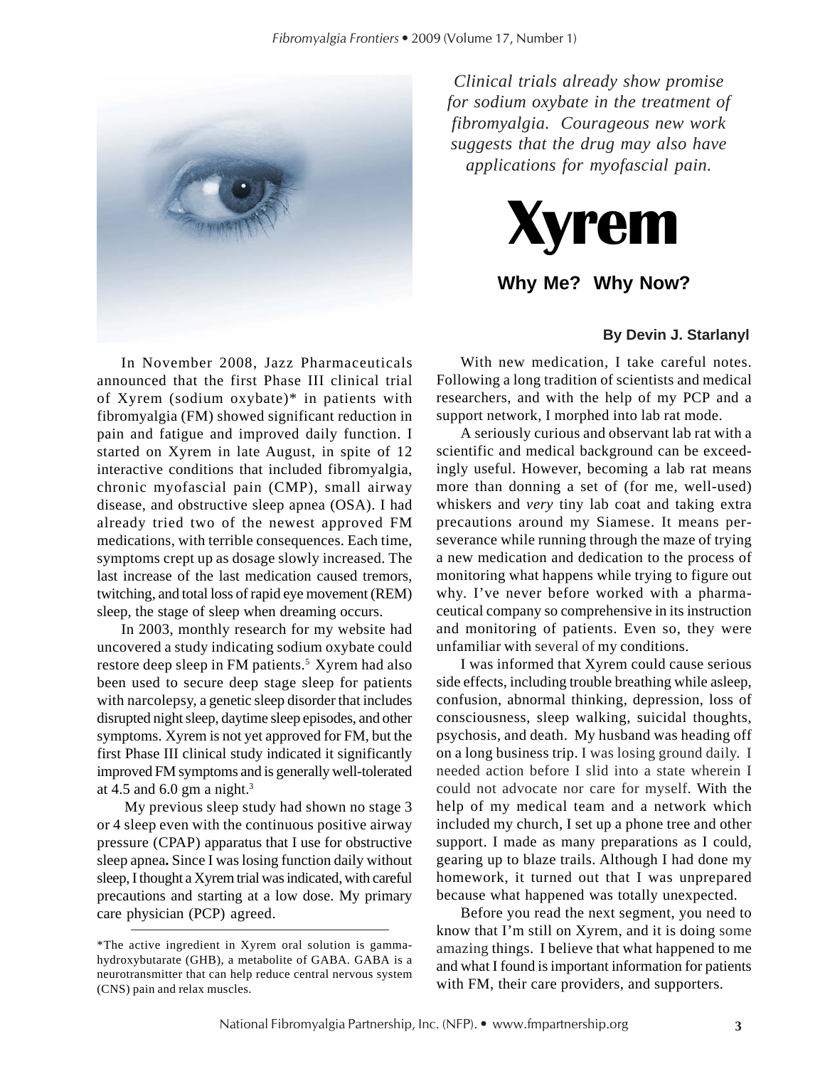*Clinical trials already show promise for sodium oxybate in the treatment of fibromyalgia. Courageous new work suggests that the drug may also have applications for myofascial pain.*

# Xyrem

## Why Me? Why Now?

**By Devin J. Starlanyl**

In November 2008, Jazz Pharmaceuticals announced that the first Phase III clinical trial of Xyrem (sodium oxybate)* in patients with fibromyalgia (FM) showed significant reduction in pain and fatigue and improved daily function. I started on Xyrem in late August, in spite of 12 interactive conditions that included fibromyalgia, chronic myofascial pain (CMP), small airway disease, and obstructive sleep apnea (OSA). I had already tried two of the newest approved FM medications, with terrible consequences. Each time, symptoms crept up as dosage slowly increased. The last increase of the last medication caused tremors, twitching, and total loss of rapid eye movement (REM) sleep, the stage of sleep when dreaming occurs.

In 2003, monthly research for my website had uncovered a study indicating sodium oxybate could restore deep sleep in FM patients.[5] Xyrem had also been used to secure deep stage sleep for patients with narcolepsy, a genetic sleep disorder that includes disrupted night sleep, daytime sleep episodes, and other symptoms. Xyrem is not yet approved for FM, but the first Phase III clinical study indicated it significantly improved FM symptoms and is generally well-tolerated at 4.5 and 6.0 gm a night.[3]

My previous sleep study had shown no stage 3 or 4 sleep even with the continuous positive airway pressure (CPAP) apparatus that I use for obstructive sleep apnea**.** Since I was losing function daily without sleep, I thought a Xyrem trial was indicated, with careful precautions and starting at a low dose. My primary care physician (PCP) agreed.

*The active ingredient in Xyrem oral solution is gamma-hydroxybutarate (GHB), a metabolite of GABA. GABA is a neurotransmitter that can help reduce central nervous system (CNS) pain and relax muscles.

With new medication, I take careful notes. Following a long tradition of scientists and medical researchers, and with the help of my PCP and a support network, I morphed into lab rat mode.

A seriously curious and observant lab rat with a scientific and medical background can be exceedingly useful. However, becoming a lab rat means more than donning a set of (for me, well-used) whiskers and *very* tiny lab coat and taking extra precautions around my Siamese. It means perseverance while running through the maze of trying a new medication and dedication to the process of monitoring what happens while trying to figure out why. I've never before worked with a pharmaceutical company so comprehensive in its instruction and monitoring of patients. Even so, they were unfamiliar with several of my conditions.

I was informed that Xyrem could cause serious side effects, including trouble breathing while asleep, confusion, abnormal thinking, depression, loss of consciousness, sleep walking, suicidal thoughts, psychosis, and death. My husband was heading off on a long business trip. I was losing ground daily. I needed action before I slid into a state wherein I could not advocate nor care for myself. With the help of my medical team and a network which included my church, I set up a phone tree and other support. I made as many preparations as I could, gearing up to blaze trails. Although I had done my homework, it turned out that I was unprepared because what happened was totally unexpected.

Before you read the next segment, you need to know that I'm still on Xyrem, and it is doing some amazing things. I believe that what happened to me and what I found is important information for patients with FM, their care providers, and supporters.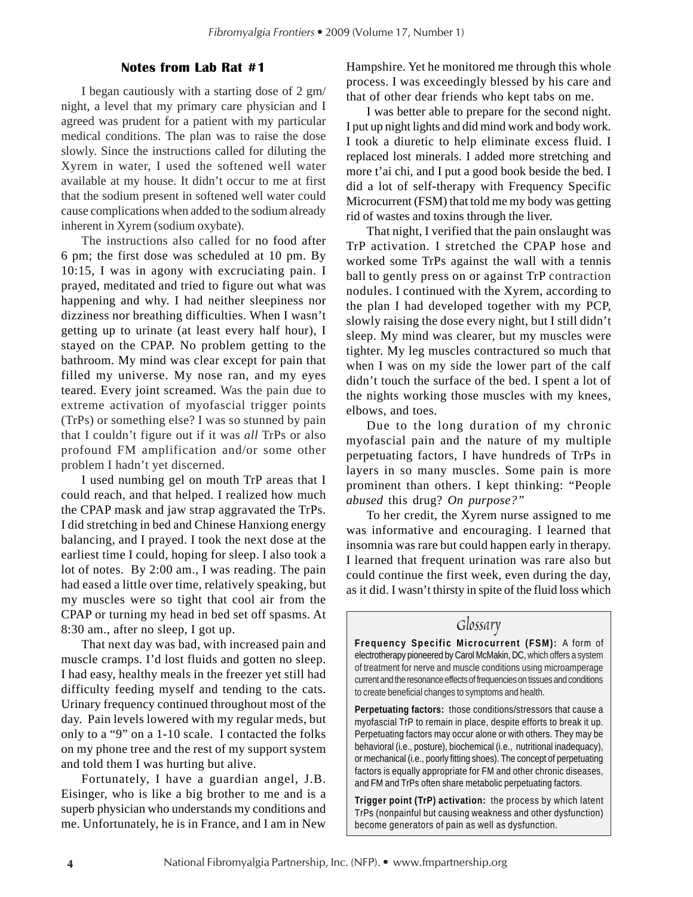## Notes from Lab Rat #1

I began cautiously with a starting dose of 2 gm/ night, a level that my primary care physician and I agreed was prudent for a patient with my particular medical conditions. The plan was to raise the dose slowly. Since the instructions called for diluting the Xyrem in water, I used the softened well water available at my house. It didn't occur to me at first that the sodium present in softened well water could cause complications when added to the sodium already inherent in Xyrem (sodium oxybate).

The instructions also called for no food after 6 pm; the first dose was scheduled at 10 pm. By 10:15, I was in agony with excruciating pain. I prayed, meditated and tried to figure out what was happening and why. I had neither sleepiness nor dizziness nor breathing difficulties. When I wasn't getting up to urinate (at least every half hour), I stayed on the CPAP. No problem getting to the bathroom. My mind was clear except for pain that filled my universe. My nose ran, and my eyes teared. Every joint screamed. Was the pain due to extreme activation of myofascial trigger points (TrPs) or something else? I was so stunned by pain that I couldn't figure out if it was *all* TrPs or also profound FM amplification and/or some other problem I hadn't yet discerned.

I used numbing gel on mouth TrP areas that I could reach, and that helped. I realized how much the CPAP mask and jaw strap aggravated the TrPs. I did stretching in bed and Chinese Hanxiong energy balancing, and I prayed. I took the next dose at the earliest time I could, hoping for sleep. I also took a lot of notes. By 2:00 am., I was reading. The pain had eased a little over time, relatively speaking, but my muscles were so tight that cool air from the CPAP or turning my head in bed set off spasms. At 8:30 am., after no sleep, I got up.

That next day was bad, with increased pain and muscle cramps. I'd lost fluids and gotten no sleep. I had easy, healthy meals in the freezer yet still had difficulty feeding myself and tending to the cats. Urinary frequency continued throughout most of the day. Pain levels lowered with my regular meds, but only to a "9" on a 1-10 scale. I contacted the folks on my phone tree and the rest of my support system and told them I was hurting but alive.

Fortunately, I have a guardian angel, J.B. Eisinger, who is like a big brother to me and is a superb physician who understands my conditions and me. Unfortunately, he is in France, and I am in New Hampshire. Yet he monitored me through this whole process. I was exceedingly blessed by his care and that of other dear friends who kept tabs on me.

I was better able to prepare for the second night. I put up night lights and did mind work and body work. I took a diuretic to help eliminate excess fluid. I replaced lost minerals. I added more stretching and more t'ai chi, and I put a good book beside the bed. I did a lot of self-therapy with Frequency Specific Microcurrent (FSM) that told me my body was getting rid of wastes and toxins through the liver.

That night, I verified that the pain onslaught was TrP activation. I stretched the CPAP hose and worked some TrPs against the wall with a tennis ball to gently press on or against TrP contraction nodules. I continued with the Xyrem, according to the plan I had developed together with my PCP, slowly raising the dose every night, but I still didn't sleep. My mind was clearer, but my muscles were tighter. My leg muscles contractured so much that when I was on my side the lower part of the calf didn't touch the surface of the bed. I spent a lot of the nights working those muscles with my knees, elbows, and toes.

Due to the long duration of my chronic myofascial pain and the nature of my multiple perpetuating factors, I have hundreds of TrPs in layers in so many muscles. Some pain is more prominent than others. I kept thinking: "People *abused* this drug? *On purpose?"*

To her credit, the Xyrem nurse assigned to me was informative and encouraging. I learned that insomnia was rare but could happen early in therapy. I learned that frequent urination was rare also but could continue the first week, even during the day, as it did. I wasn't thirsty in spite of the fluid loss which

### Glossary

**Frequency Specific Microcurrent (FSM):** A form of electrotherapy pioneered by Carol McMakin, DC, which offers a system of treatment for nerve and muscle conditions using microamperage current and the resonance effects of frequencies on tissues and conditions to create beneficial changes to symptoms and health.

**Perpetuating factors:** those conditions/stressors that cause a myofascial TrP to remain in place, despite efforts to break it up. Perpetuating factors may occur alone or with others. They may be behavioral (i.e., posture), biochemical (i.e., nutritional inadequacy), or mechanical (i.e., poorly fitting shoes). The concept of perpetuating factors is equally appropriate for FM and other chronic diseases, and FM and TrPs often share metabolic perpetuating factors.

**Trigger point (TrP) activation:** the process by which latent TrPs (nonpainful but causing weakness and other dysfunction) become generators of pain as well as dysfunction.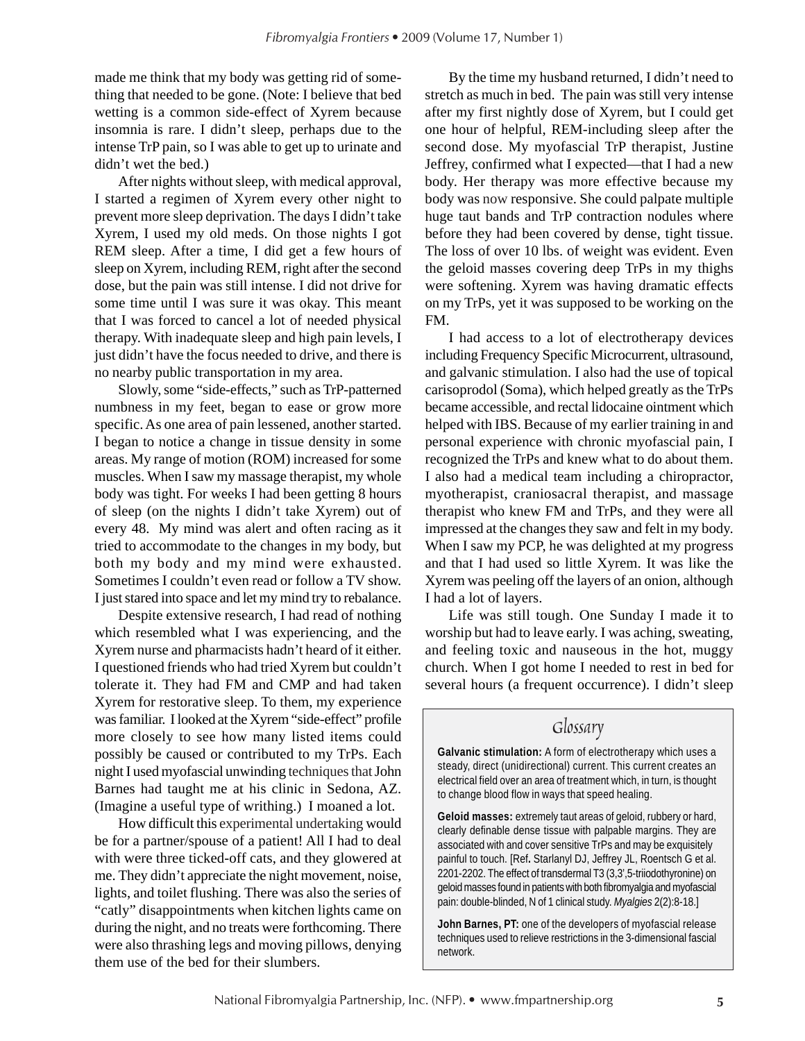made me think that my body was getting rid of something that needed to be gone. (Note: I believe that bed wetting is a common side-effect of Xyrem because insomnia is rare. I didn't sleep, perhaps due to the intense TrP pain, so I was able to get up to urinate and didn't wet the bed.)

After nights without sleep, with medical approval, I started a regimen of Xyrem every other night to prevent more sleep deprivation. The days I didn't take Xyrem, I used my old meds. On those nights I got REM sleep. After a time, I did get a few hours of sleep on Xyrem, including REM, right after the second dose, but the pain was still intense. I did not drive for some time until I was sure it was okay. This meant that I was forced to cancel a lot of needed physical therapy. With inadequate sleep and high pain levels, I just didn't have the focus needed to drive, and there is no nearby public transportation in my area.

Slowly, some "side-effects," such as TrP-patterned numbness in my feet, began to ease or grow more specific. As one area of pain lessened, another started. I began to notice a change in tissue density in some areas. My range of motion (ROM) increased for some muscles. When I saw my massage therapist, my whole body was tight. For weeks I had been getting 8 hours of sleep (on the nights I didn't take Xyrem) out of every 48. My mind was alert and often racing as it tried to accommodate to the changes in my body, but both my body and my mind were exhausted. Sometimes I couldn't even read or follow a TV show. I just stared into space and let my mind try to rebalance.

Despite extensive research, I had read of nothing which resembled what I was experiencing, and the Xyrem nurse and pharmacists hadn't heard of it either. I questioned friends who had tried Xyrem but couldn't tolerate it. They had FM and CMP and had taken Xyrem for restorative sleep. To them, my experience was familiar. I looked at the Xyrem "side-effect" profile more closely to see how many listed items could possibly be caused or contributed to my TrPs. Each night I used myofascial unwinding techniques that John Barnes had taught me at his clinic in Sedona, AZ. (Imagine a useful type of writhing.) I moaned a lot.

How difficult this experimental undertaking would be for a partner/spouse of a patient! All I had to deal with were three ticked-off cats, and they glowered at me. They didn't appreciate the night movement, noise, lights, and toilet flushing. There was also the series of "catly" disappointments when kitchen lights came on during the night, and no treats were forthcoming. There were also thrashing legs and moving pillows, denying them use of the bed for their slumbers.

By the time my husband returned, I didn't need to stretch as much in bed. The pain was still very intense after my first nightly dose of Xyrem, but I could get one hour of helpful, REM-including sleep after the second dose. My myofascial TrP therapist, Justine Jeffrey, confirmed what I expected—that I had a new body. Her therapy was more effective because my body was now responsive. She could palpate multiple huge taut bands and TrP contraction nodules where before they had been covered by dense, tight tissue. The loss of over 10 lbs. of weight was evident. Even the geloid masses covering deep TrPs in my thighs were softening. Xyrem was having dramatic effects on my TrPs, yet it was supposed to be working on the FM.

I had access to a lot of electrotherapy devices including Frequency Specific Microcurrent, ultrasound, and galvanic stimulation. I also had the use of topical carisoprodol (Soma), which helped greatly as the TrPs became accessible, and rectal lidocaine ointment which helped with IBS. Because of my earlier training in and personal experience with chronic myofascial pain, I recognized the TrPs and knew what to do about them. I also had a medical team including a chiropractor, myotherapist, craniosacral therapist, and massage therapist who knew FM and TrPs, and they were all impressed at the changes they saw and felt in my body. When I saw my PCP, he was delighted at my progress and that I had used so little Xyrem. It was like the Xyrem was peeling off the layers of an onion, although I had a lot of layers.

Life was still tough. One Sunday I made it to worship but had to leave early. I was aching, sweating, and feeling toxic and nauseous in the hot, muggy church. When I got home I needed to rest in bed for several hours (a frequent occurrence). I didn't sleep

## Glossary

**Galvanic stimulation:** A form of electrotherapy which uses a steady, direct (unidirectional) current. This current creates an electrical field over an area of treatment which, in turn, is thought to change blood flow in ways that speed healing.

**Geloid masses:** extremely taut areas of geloid, rubbery or hard, clearly definable dense tissue with palpable margins. They are associated with and cover sensitive TrPs and may be exquisitely painful to touch. [Ref. Starlanyl DJ, Jeffrey JL, Roentsch G et al. 2201-2202. The effect of transdermal T3 (3,3',5-triiodothyronine) on geloid masses found in patients with both fibromyalgia and myofascial pain: double-blinded, N of 1 clinical study. *Myalgies* 2(2):8-18.]

**John Barnes, PT:** one of the developers of myofascial release techniques used to relieve restrictions in the 3-dimensional fascial network.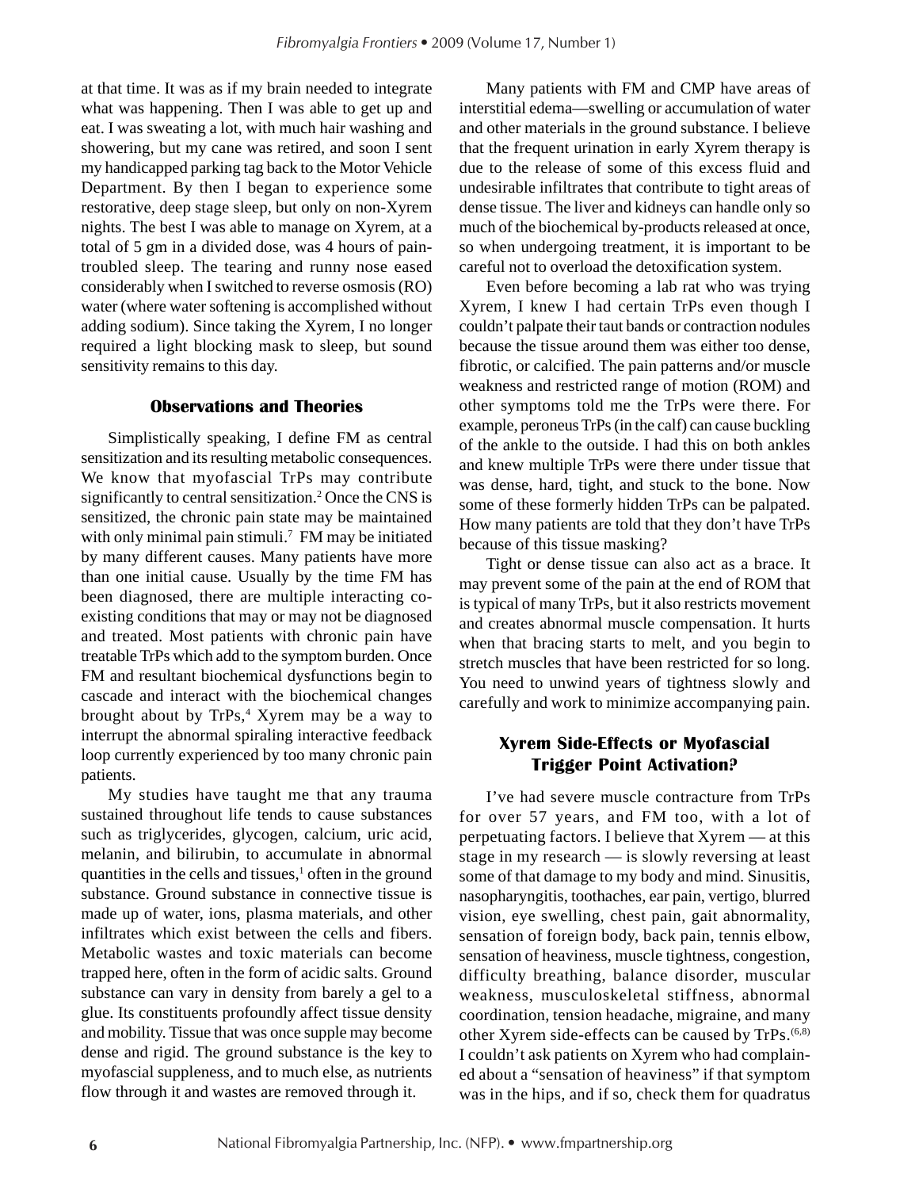at that time. It was as if my brain needed to integrate what was happening. Then I was able to get up and eat. I was sweating a lot, with much hair washing and showering, but my cane was retired, and soon I sent my handicapped parking tag back to the Motor Vehicle Department. By then I began to experience some restorative, deep stage sleep, but only on non-Xyrem nights. The best I was able to manage on Xyrem, at a total of 5 gm in a divided dose, was 4 hours of pain-troubled sleep. The tearing and runny nose eased considerably when I switched to reverse osmosis (RO) water (where water softening is accomplished without adding sodium). Since taking the Xyrem, I no longer required a light blocking mask to sleep, but sound sensitivity remains to this day.

## Observations and Theories

Simplistically speaking, I define FM as central sensitization and its resulting metabolic consequences. We know that myofascial TrPs may contribute significantly to central sensitization.[2] Once the CNS is sensitized, the chronic pain state may be maintained with only minimal pain stimuli.[7] FM may be initiated by many different causes. Many patients have more than one initial cause. Usually by the time FM has been diagnosed, there are multiple interacting co-existing conditions that may or may not be diagnosed and treated. Most patients with chronic pain have treatable TrPs which add to the symptom burden. Once FM and resultant biochemical dysfunctions begin to cascade and interact with the biochemical changes brought about by TrPs,[4] Xyrem may be a way to interrupt the abnormal spiraling interactive feedback loop currently experienced by too many chronic pain patients.

My studies have taught me that any trauma sustained throughout life tends to cause substances such as triglycerides, glycogen, calcium, uric acid, melanin, and bilirubin, to accumulate in abnormal quantities in the cells and tissues,[1] often in the ground substance. Ground substance in connective tissue is made up of water, ions, plasma materials, and other infiltrates which exist between the cells and fibers. Metabolic wastes and toxic materials can become trapped here, often in the form of acidic salts. Ground substance can vary in density from barely a gel to a glue. Its constituents profoundly affect tissue density and mobility. Tissue that was once supple may become dense and rigid. The ground substance is the key to myofascial suppleness, and to much else, as nutrients flow through it and wastes are removed through it.

Many patients with FM and CMP have areas of interstitial edema—swelling or accumulation of water and other materials in the ground substance. I believe that the frequent urination in early Xyrem therapy is due to the release of some of this excess fluid and undesirable infiltrates that contribute to tight areas of dense tissue. The liver and kidneys can handle only so much of the biochemical by-products released at once, so when undergoing treatment, it is important to be careful not to overload the detoxification system.

Even before becoming a lab rat who was trying Xyrem, I knew I had certain TrPs even though I couldn't palpate their taut bands or contraction nodules because the tissue around them was either too dense, fibrotic, or calcified. The pain patterns and/or muscle weakness and restricted range of motion (ROM) and other symptoms told me the TrPs were there. For example, peroneus TrPs (in the calf) can cause buckling of the ankle to the outside. I had this on both ankles and knew multiple TrPs were there under tissue that was dense, hard, tight, and stuck to the bone. Now some of these formerly hidden TrPs can be palpated. How many patients are told that they don't have TrPs because of this tissue masking?

Tight or dense tissue can also act as a brace. It may prevent some of the pain at the end of ROM that is typical of many TrPs, but it also restricts movement and creates abnormal muscle compensation. It hurts when that bracing starts to melt, and you begin to stretch muscles that have been restricted for so long. You need to unwind years of tightness slowly and carefully and work to minimize accompanying pain.

## Xyrem Side-Effects or Myofascial Trigger Point Activation?

I've had severe muscle contracture from TrPs for over 57 years, and FM too, with a lot of perpetuating factors. I believe that Xyrem — at this stage in my research — is slowly reversing at least some of that damage to my body and mind. Sinusitis, nasopharyngitis, toothaches, ear pain, vertigo, blurred vision, eye swelling, chest pain, gait abnormality, sensation of foreign body, back pain, tennis elbow, sensation of heaviness, muscle tightness, congestion, difficulty breathing, balance disorder, muscular weakness, musculoskeletal stiffness, abnormal coordination, tension headache, migraine, and many other Xyrem side-effects can be caused by TrPs.[6,8] I couldn't ask patients on Xyrem who had complained about a "sensation of heaviness" if that symptom was in the hips, and if so, check them for quadratus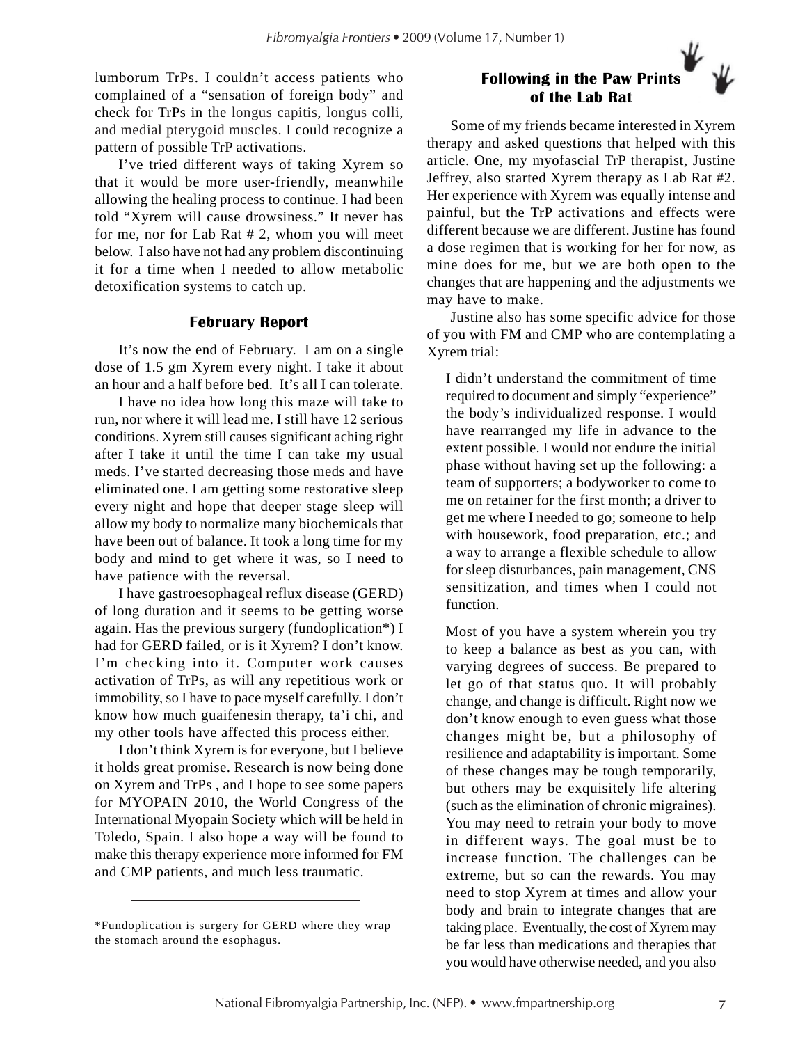lumborum TrPs. I couldn't access patients who complained of a "sensation of foreign body" and check for TrPs in the longus capitis, longus colli, and medial pterygoid muscles. I could recognize a pattern of possible TrP activations.

I've tried different ways of taking Xyrem so that it would be more user-friendly, meanwhile allowing the healing process to continue. I had been told "Xyrem will cause drowsiness." It never has for me, nor for Lab Rat # 2, whom you will meet below. I also have not had any problem discontinuing it for a time when I needed to allow metabolic detoxification systems to catch up.

### February Report

It's now the end of February. I am on a single dose of 1.5 gm Xyrem every night. I take it about an hour and a half before bed. It's all I can tolerate.

I have no idea how long this maze will take to run, nor where it will lead me. I still have 12 serious conditions. Xyrem still causes significant aching right after I take it until the time I can take my usual meds. I've started decreasing those meds and have eliminated one. I am getting some restorative sleep every night and hope that deeper stage sleep will allow my body to normalize many biochemicals that have been out of balance. It took a long time for my body and mind to get where it was, so I need to have patience with the reversal.

I have gastroesophageal reflux disease (GERD) of long duration and it seems to be getting worse again. Has the previous surgery (fundoplication*) I had for GERD failed, or is it Xyrem? I don't know. I'm checking into it. Computer work causes activation of TrPs, as will any repetitious work or immobility, so I have to pace myself carefully. I don't know how much guaifenesin therapy, ta'i chi, and my other tools have affected this process either.

I don't think Xyrem is for everyone, but I believe it holds great promise. Research is now being done on Xyrem and TrPs , and I hope to see some papers for MYOPAIN 2010, the World Congress of the International Myopain Society which will be held in Toledo, Spain. I also hope a way will be found to make this therapy experience more informed for FM and CMP patients, and much less traumatic.

---

*Fundoplication is surgery for GERD where they wrap the stomach around the esophagus.

### Following in the Paw Prints of the Lab Rat

Some of my friends became interested in Xyrem therapy and asked questions that helped with this article. One, my myofascial TrP therapist, Justine Jeffrey, also started Xyrem therapy as Lab Rat #2. Her experience with Xyrem was equally intense and painful, but the TrP activations and effects were different because we are different. Justine has found a dose regimen that is working for her for now, as mine does for me, but we are both open to the changes that are happening and the adjustments we may have to make.

Justine also has some specific advice for those of you with FM and CMP who are contemplating a Xyrem trial:

> I didn't understand the commitment of time required to document and simply "experience" the body's individualized response. I would have rearranged my life in advance to the extent possible. I would not endure the initial phase without having set up the following: a team of supporters; a bodyworker to come to me on retainer for the first month; a driver to get me where I needed to go; someone to help with housework, food preparation, etc.; and a way to arrange a flexible schedule to allow for sleep disturbances, pain management, CNS sensitization, and times when I could not function.
>
> Most of you have a system wherein you try to keep a balance as best as you can, with varying degrees of success. Be prepared to let go of that status quo. It will probably change, and change is difficult. Right now we don't know enough to even guess what those changes might be, but a philosophy of resilience and adaptability is important. Some of these changes may be tough temporarily, but others may be exquisitely life altering (such as the elimination of chronic migraines). You may need to retrain your body to move in different ways. The goal must be to increase function. The challenges can be extreme, but so can the rewards. You may need to stop Xyrem at times and allow your body and brain to integrate changes that are taking place. Eventually, the cost of Xyrem may be far less than medications and therapies that you would have otherwise needed, and you also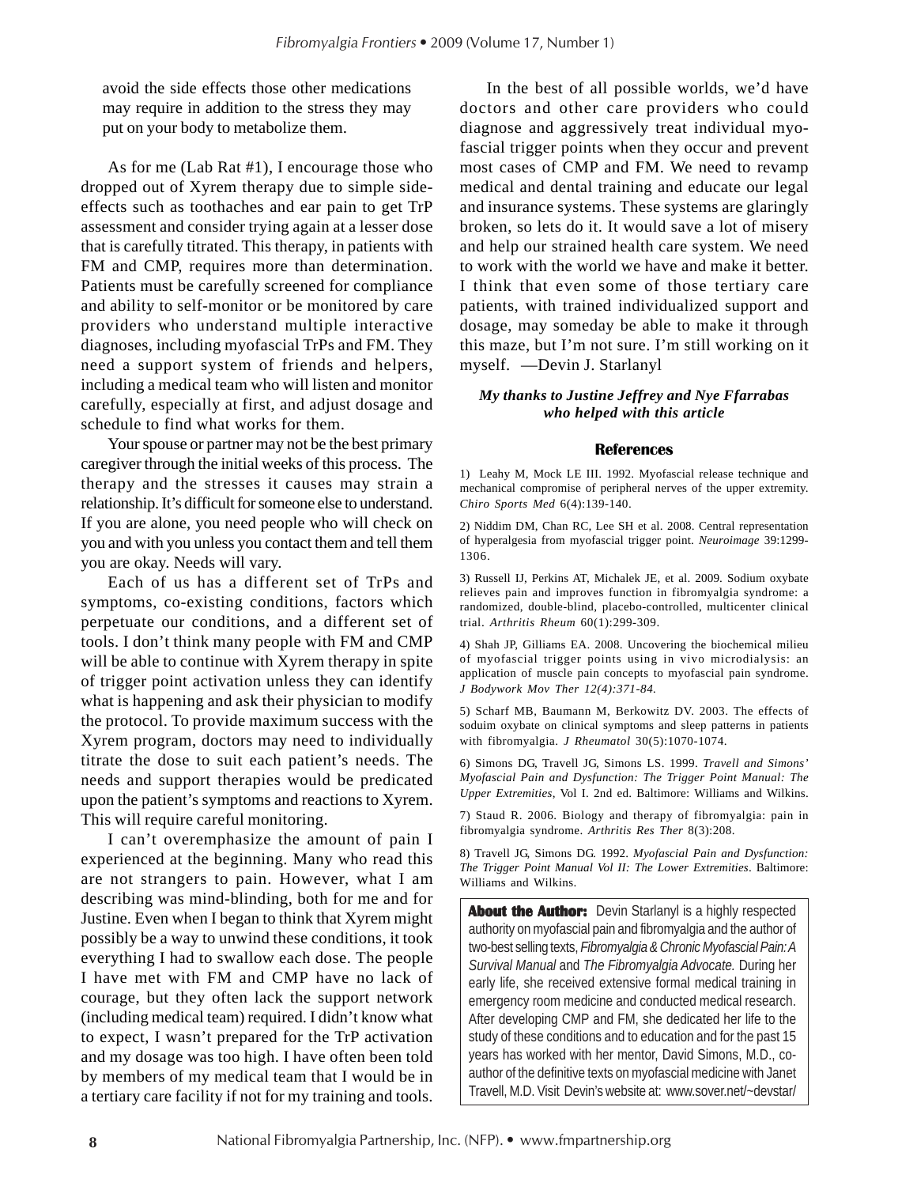avoid the side effects those other medications may require in addition to the stress they may put on your body to metabolize them.

As for me (Lab Rat #1), I encourage those who dropped out of Xyrem therapy due to simple side-effects such as toothaches and ear pain to get TrP assessment and consider trying again at a lesser dose that is carefully titrated. This therapy, in patients with FM and CMP, requires more than determination. Patients must be carefully screened for compliance and ability to self-monitor or be monitored by care providers who understand multiple interactive diagnoses, including myofascial TrPs and FM. They need a support system of friends and helpers, including a medical team who will listen and monitor carefully, especially at first, and adjust dosage and schedule to find what works for them.

Your spouse or partner may not be the best primary caregiver through the initial weeks of this process. The therapy and the stresses it causes may strain a relationship. It's difficult for someone else to understand. If you are alone, you need people who will check on you and with you unless you contact them and tell them you are okay. Needs will vary.

Each of us has a different set of TrPs and symptoms, co-existing conditions, factors which perpetuate our conditions, and a different set of tools. I don't think many people with FM and CMP will be able to continue with Xyrem therapy in spite of trigger point activation unless they can identify what is happening and ask their physician to modify the protocol. To provide maximum success with the Xyrem program, doctors may need to individually titrate the dose to suit each patient's needs. The needs and support therapies would be predicated upon the patient's symptoms and reactions to Xyrem. This will require careful monitoring.

I can't overemphasize the amount of pain I experienced at the beginning. Many who read this are not strangers to pain. However, what I am describing was mind-blinding, both for me and for Justine. Even when I began to think that Xyrem might possibly be a way to unwind these conditions, it took everything I had to swallow each dose. The people I have met with FM and CMP have no lack of courage, but they often lack the support network (including medical team) required. I didn't know what to expect, I wasn't prepared for the TrP activation and my dosage was too high. I have often been told by members of my medical team that I would be in a tertiary care facility if not for my training and tools.

In the best of all possible worlds, we'd have doctors and other care providers who could diagnose and aggressively treat individual myofascial trigger points when they occur and prevent most cases of CMP and FM. We need to revamp medical and dental training and educate our legal and insurance systems. These systems are glaringly broken, so lets do it. It would save a lot of misery and help our strained health care system. We need to work with the world we have and make it better. I think that even some of those tertiary care patients, with trained individualized support and dosage, may someday be able to make it through this maze, but I'm not sure. I'm still working on it myself. —Devin J. Starlanyl

***My thanks to Justine Jeffrey and Nye Ffarrabas who helped with this article***

## References

1) Leahy M, Mock LE III. 1992. Myofascial release technique and mechanical compromise of peripheral nerves of the upper extremity. *Chiro Sports Med* 6(4):139-140.

2) Niddim DM, Chan RC, Lee SH et al. 2008. Central representation of hyperalgesia from myofascial trigger point. *Neuroimage* 39:1299-1306.

3) Russell IJ, Perkins AT, Michalek JE, et al. 2009. Sodium oxybate relieves pain and improves function in fibromyalgia syndrome: a randomized, double-blind, placebo-controlled, multicenter clinical trial. *Arthritis Rheum* 60(1):299-309.

4) Shah JP, Gilliams EA. 2008. Uncovering the biochemical milieu of myofascial trigger points using in vivo microdialysis: an application of muscle pain concepts to myofascial pain syndrome. *J Bodywork Mov Ther 12(4):371-84.*

5) Scharf MB, Baumann M, Berkowitz DV. 2003. The effects of soduim oxybate on clinical symptoms and sleep patterns in patients with fibromyalgia. *J Rheumatol* 30(5):1070-1074.

6) Simons DG, Travell JG, Simons LS. 1999. *Travell and Simons' Myofascial Pain and Dysfunction: The Trigger Point Manual: The Upper Extremities*, Vol I. 2nd ed. Baltimore: Williams and Wilkins.

7) Staud R. 2006. Biology and therapy of fibromyalgia: pain in fibromyalgia syndrome. *Arthritis Res Ther* 8(3):208.

8) Travell JG, Simons DG. 1992. *Myofascial Pain and Dysfunction: The Trigger Point Manual Vol II: The Lower Extremities*. Baltimore: Williams and Wilkins.

**About the Author:** Devin Starlanyl is a highly respected authority on myofascial pain and fibromyalgia and the author of two-best selling texts, *Fibromyalgia & Chronic Myofascial Pain: A Survival Manual* and *The Fibromyalgia Advocate.* During her early life, she received extensive formal medical training in emergency room medicine and conducted medical research. After developing CMP and FM, she dedicated her life to the study of these conditions and to education and for the past 15 years has worked with her mentor, David Simons, M.D., co-author of the definitive texts on myofascial medicine with Janet Travell, M.D. Visit Devin's website at: www.sover.net/~devstar/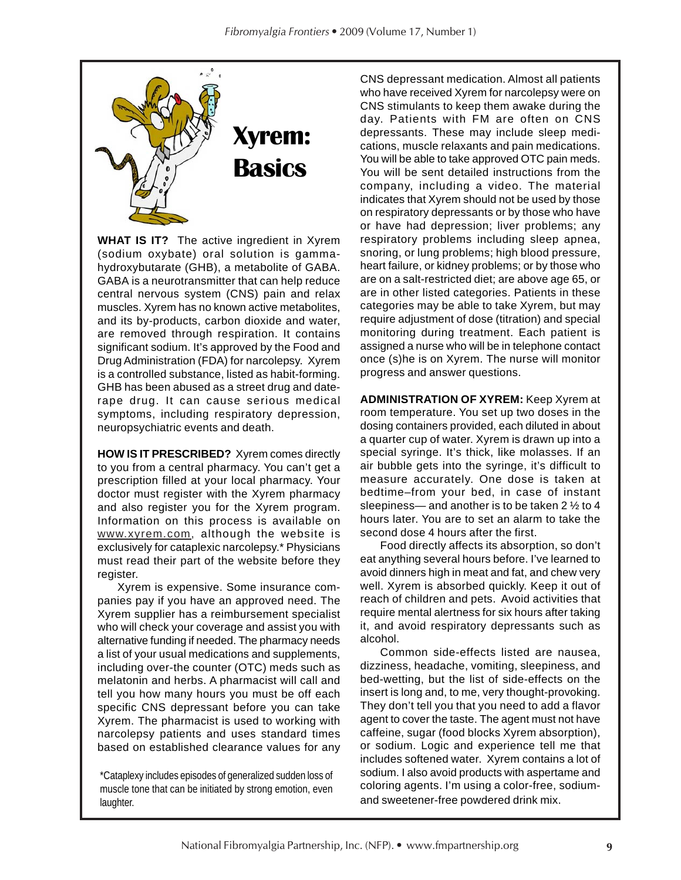# Xyrem: Basics

**WHAT IS IT?** The active ingredient in Xyrem (sodium oxybate) oral solution is gamma-hydroxybutarate (GHB), a metabolite of GABA. GABA is a neurotransmitter that can help reduce central nervous system (CNS) pain and relax muscles. Xyrem has no known active metabolites, and its by-products, carbon dioxide and water, are removed through respiration. It contains significant sodium. It's approved by the Food and Drug Administration (FDA) for narcolepsy. Xyrem is a controlled substance, listed as habit-forming. GHB has been abused as a street drug and date-rape drug. It can cause serious medical symptoms, including respiratory depression, neuropsychiatric events and death.

**HOW IS IT PRESCRIBED?** Xyrem comes directly to you from a central pharmacy. You can't get a prescription filled at your local pharmacy. Your doctor must register with the Xyrem pharmacy and also register you for the Xyrem program. Information on this process is available on www.xyrem.com, although the website is exclusively for cataplexic narcolepsy.* Physicians must read their part of the website before they register.

Xyrem is expensive. Some insurance companies pay if you have an approved need. The Xyrem supplier has a reimbursement specialist who will check your coverage and assist you with alternative funding if needed. The pharmacy needs a list of your usual medications and supplements, including over-the counter (OTC) meds such as melatonin and herbs. A pharmacist will call and tell you how many hours you must be off each specific CNS depressant before you can take Xyrem. The pharmacist is used to working with narcolepsy patients and uses standard times based on established clearance values for any CNS depressant medication. Almost all patients who have received Xyrem for narcolepsy were on CNS stimulants to keep them awake during the day. Patients with FM are often on CNS depressants. These may include sleep medications, muscle relaxants and pain medications. You will be able to take approved OTC pain meds. You will be sent detailed instructions from the company, including a video. The material indicates that Xyrem should not be used by those on respiratory depressants or by those who have or have had depression; liver problems; any respiratory problems including sleep apnea, snoring, or lung problems; high blood pressure, heart failure, or kidney problems; or by those who are on a salt-restricted diet; are above age 65, or are in other listed categories. Patients in these categories may be able to take Xyrem, but may require adjustment of dose (titration) and special monitoring during treatment. Each patient is assigned a nurse who will be in telephone contact once (s)he is on Xyrem. The nurse will monitor progress and answer questions.

*Cataplexy includes episodes of generalized sudden loss of muscle tone that can be initiated by strong emotion, even laughter.

**ADMINISTRATION OF XYREM:** Keep Xyrem at room temperature. You set up two doses in the dosing containers provided, each diluted in about a quarter cup of water. Xyrem is drawn up into a special syringe. It's thick, like molasses. If an air bubble gets into the syringe, it's difficult to measure accurately. One dose is taken at bedtime–from your bed, in case of instant sleepiness— and another is to be taken 2 ½ to 4 hours later. You are to set an alarm to take the second dose 4 hours after the first.

Food directly affects its absorption, so don't eat anything several hours before. I've learned to avoid dinners high in meat and fat, and chew very well. Xyrem is absorbed quickly. Keep it out of reach of children and pets. Avoid activities that require mental alertness for six hours after taking it, and avoid respiratory depressants such as alcohol.

Common side-effects listed are nausea, dizziness, headache, vomiting, sleepiness, and bed-wetting, but the list of side-effects on the insert is long and, to me, very thought-provoking. They don't tell you that you need to add a flavor agent to cover the taste. The agent must not have caffeine, sugar (food blocks Xyrem absorption), or sodium. Logic and experience tell me that includes softened water. Xyrem contains a lot of sodium. I also avoid products with aspertame and coloring agents. I'm using a color-free, sodium- and sweetener-free powdered drink mix.